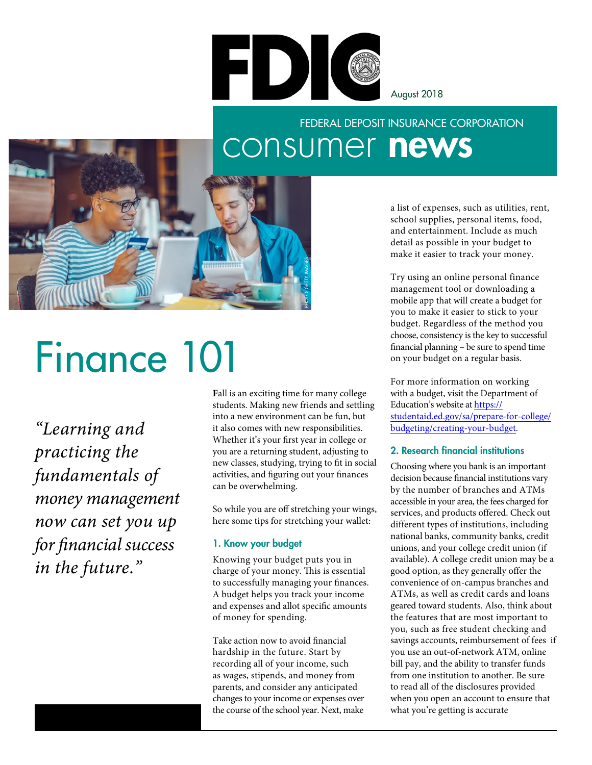FDIC

August 2018

FEDERAL DEPOSIT INSURANCE CORPORATION

consumer **news**

PHOTO: GETTY IMAGES

# Finance 101

*"Learning and practicing the fundamentals of money management now can set you up for financial success in the future."*

**F**all is an exciting time for many college students. Making new friends and settling into a new environment can be fun, but it also comes with new responsibilities. Whether it's your first year in college or you are a returning student, adjusting to new classes, studying, trying to fit in social activities, and figuring out your finances can be overwhelming.

So while you are off stretching your wings, here some tips for stretching your wallet:

### 1. Know your budget

Knowing your budget puts you in charge of your money. This is essential to successfully managing your finances. A budget helps you track your income and expenses and allot specific amounts of money for spending.

Take action now to avoid financial hardship in the future. Start by recording all of your income, such as wages, stipends, and money from parents, and consider any anticipated changes to your income or expenses over the course of the school year. Next, make a list of expenses, such as utilities, rent, school supplies, personal items, food, and entertainment. Include as much detail as possible in your budget to make it easier to track your money.

Try using an online personal finance management tool or downloading a mobile app that will create a budget for you to make it easier to stick to your budget. Regardless of the method you choose, consistency is the key to successful financial planning – be sure to spend time on your budget on a regular basis.

For more information on working with a budget, visit the Department of Education's website at https://studentaid.ed.gov/sa/prepare-for-college/budgeting/creating-your-budget.

### 2. Research financial institutions

Choosing where you bank is an important decision because financial institutions vary by the number of branches and ATMs accessible in your area, the fees charged for services, and products offered. Check out different types of institutions, including national banks, community banks, credit unions, and your college credit union (if available). A college credit union may be a good option, as they generally offer the convenience of on-campus branches and ATMs, as well as credit cards and loans geared toward students. Also, think about the features that are most important to you, such as free student checking and savings accounts, reimbursement of fees if you use an out-of-network ATM, online bill pay, and the ability to transfer funds from one institution to another. Be sure to read all of the disclosures provided when you open an account to ensure that what you're getting is accurate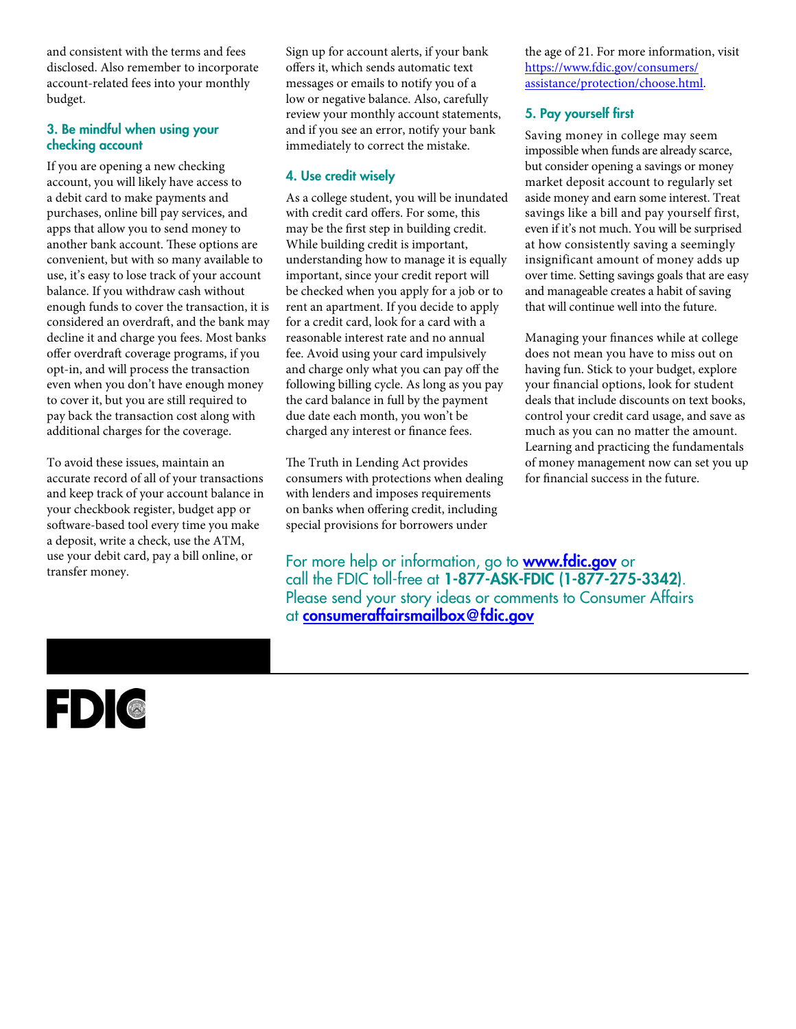and consistent with the terms and fees disclosed. Also remember to incorporate account-related fees into your monthly budget.

### 3. Be mindful when using your checking account

If you are opening a new checking account, you will likely have access to a debit card to make payments and purchases, online bill pay services, and apps that allow you to send money to another bank account. These options are convenient, but with so many available to use, it's easy to lose track of your account balance. If you withdraw cash without enough funds to cover the transaction, it is considered an overdraft, and the bank may decline it and charge you fees. Most banks offer overdraft coverage programs, if you opt-in, and will process the transaction even when you don't have enough money to cover it, but you are still required to pay back the transaction cost along with additional charges for the coverage.

To avoid these issues, maintain an accurate record of all of your transactions and keep track of your account balance in your checkbook register, budget app or software-based tool every time you make a deposit, write a check, use the ATM, use your debit card, pay a bill online, or transfer money.

Sign up for account alerts, if your bank offers it, which sends automatic text messages or emails to notify you of a low or negative balance. Also, carefully review your monthly account statements, and if you see an error, notify your bank immediately to correct the mistake.

### 4. Use credit wisely

As a college student, you will be inundated with credit card offers. For some, this may be the first step in building credit. While building credit is important, understanding how to manage it is equally important, since your credit report will be checked when you apply for a job or to rent an apartment. If you decide to apply for a credit card, look for a card with a reasonable interest rate and no annual fee. Avoid using your card impulsively and charge only what you can pay off the following billing cycle. As long as you pay the card balance in full by the payment due date each month, you won't be charged any interest or finance fees.

The Truth in Lending Act provides consumers with protections when dealing with lenders and imposes requirements on banks when offering credit, including special provisions for borrowers under the age of 21. For more information, visit https://www.fdic.gov/consumers/assistance/protection/choose.html.

### 5. Pay yourself first

Saving money in college may seem impossible when funds are already scarce, but consider opening a savings or money market deposit account to regularly set aside money and earn some interest. Treat savings like a bill and pay yourself first, even if it's not much. You will be surprised at how consistently saving a seemingly insignificant amount of money adds up over time. Setting savings goals that are easy and manageable creates a habit of saving that will continue well into the future.

Managing your finances while at college does not mean you have to miss out on having fun. Stick to your budget, explore your financial options, look for student deals that include discounts on text books, control your credit card usage, and save as much as you can no matter the amount. Learning and practicing the fundamentals of money management now can set you up for financial success in the future.

For more help or information, go to **www.fdic.gov** or call the FDIC toll-free at **1-877-ASK-FDIC (1-877-275-3342)**. Please send your story ideas or comments to Consumer Affairs at **consumeraffairsmailbox@fdic.gov**

FDIC